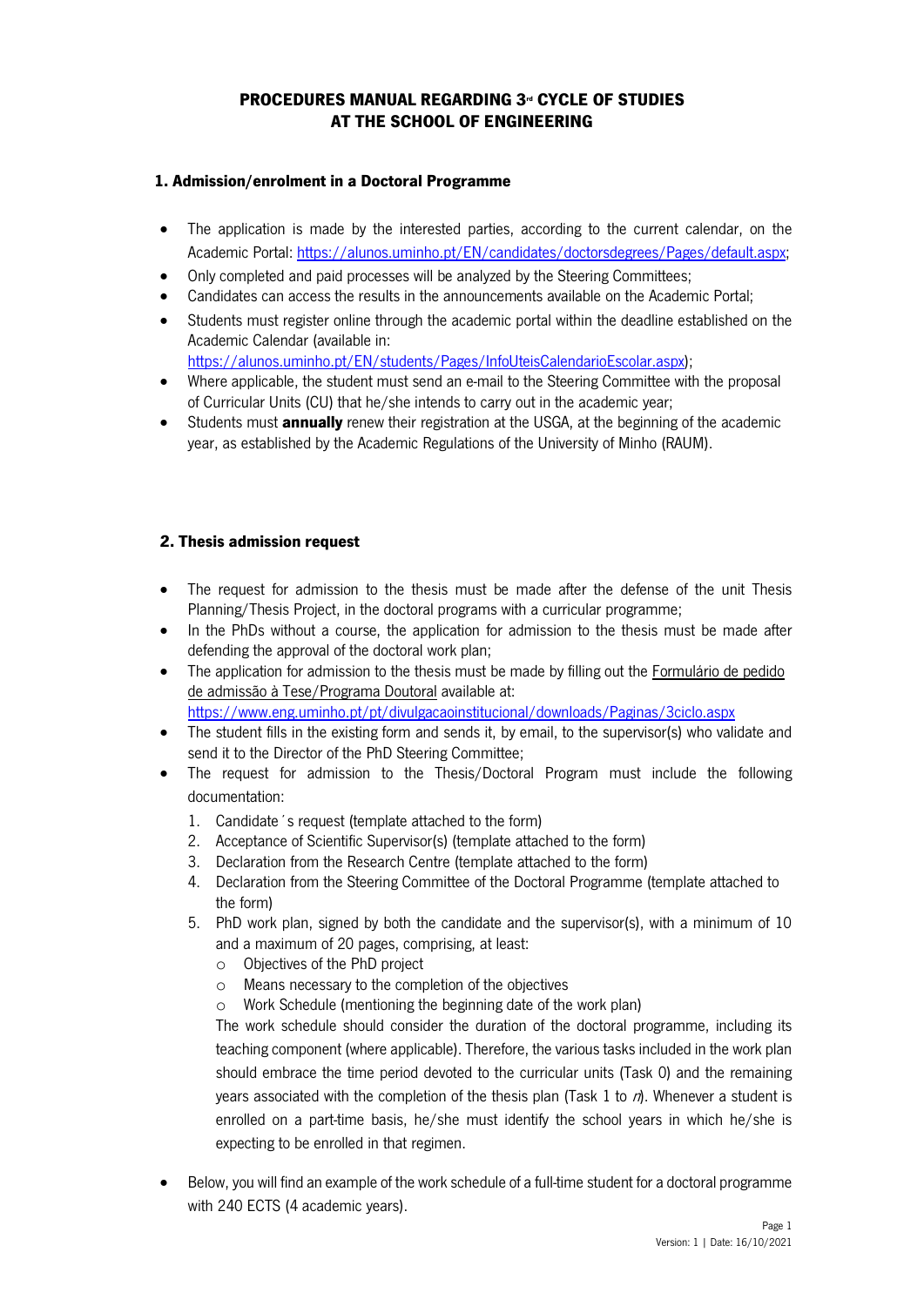# PROCEDURES MANUAL REGARDING 3rd CYCLE OF STUDIES AT THE SCHOOL OF ENGINEERING

## 1. Admission/enrolment in a Doctoral Programme

- The application is made by the interested parties, according to the current calendar, on the Academic Portal: [https://alunos.uminho.pt/EN/candidates/doctorsdegrees/Pages/default.aspx](https://alunos.uminho.pt/EN/candidates/doctorsdegrees/Pages/default.aspx);
- Only completed and paid processes will be analyzed by the Steering Committees;
- Candidates can access the results in the announcements available on the Academic Portal;
- Students must register online through the academic portal within the deadline established on the Academic Calendar (available in: [https://alunos.uminho.pt/EN/students/Pages/InfoUteisCalendarioEscolar.aspx](https://alunos.uminho.pt/EN/students/Pages/InfoUteisCalendarioEscolar.aspx));
- Where applicable, the student must send an e-mail to the Steering Committee with the proposal of Curricular Units (CU) that he/she intends to carry out in the academic year;
- Students must **annually** renew their registration at the USGA, at the beginning of the academic year, as established by the Academic Regulations of the University of Minho (RAUM).

## 2. Thesis admission request

- The request for admission to the thesis must be made after the defense of the unit Thesis Planning/Thesis Project, in the doctoral programs with a curricular programme;
- In the PhDs without a course, the application for admission to the thesis must be made after defending the approval of the doctoral work plan;
- The application for admission to the thesis must be made by filling out the Formulário de pedido de admissão à Tese/Programa Doutoral available at: [https://www.eng.uminho.pt/pt/divulgacaoinstitucional/downloads/Paginas/3ciclo.aspx](https://www.eng.uminho.pt/pt/divulgacaoinstitucional/downloads/Paginas/3ciclo.aspx)
- The student fills in the existing form and sends it, by email, to the supervisor(s) who validate and send it to the Director of the PhD Steering Committee;
- The request for admission to the Thesis/Doctoral Program must include the following documentation:
  1. Candidate´s request (template attached to the form)
  2. Acceptance of Scientific Supervisor(s) (template attached to the form)
  3. Declaration from the Research Centre (template attached to the form)
  4. Declaration from the Steering Committee of the Doctoral Programme (template attached to the form)
  5. PhD work plan, signed by both the candidate and the supervisor(s), with a minimum of 10 and a maximum of 20 pages, comprising, at least:
     - Objectives of the PhD project
     - Means necessary to the completion of the objectives
     - Work Schedule (mentioning the beginning date of the work plan)

     The work schedule should consider the duration of the doctoral programme, including its teaching component (where applicable). Therefore, the various tasks included in the work plan should embrace the time period devoted to the curricular units (Task 0) and the remaining years associated with the completion of the thesis plan (Task 1 to *n*). Whenever a student is enrolled on a part-time basis, he/she must identify the school years in which he/she is expecting to be enrolled in that regimen.
- Below, you will find an example of the work schedule of a full-time student for a doctoral programme with 240 ECTS (4 academic years).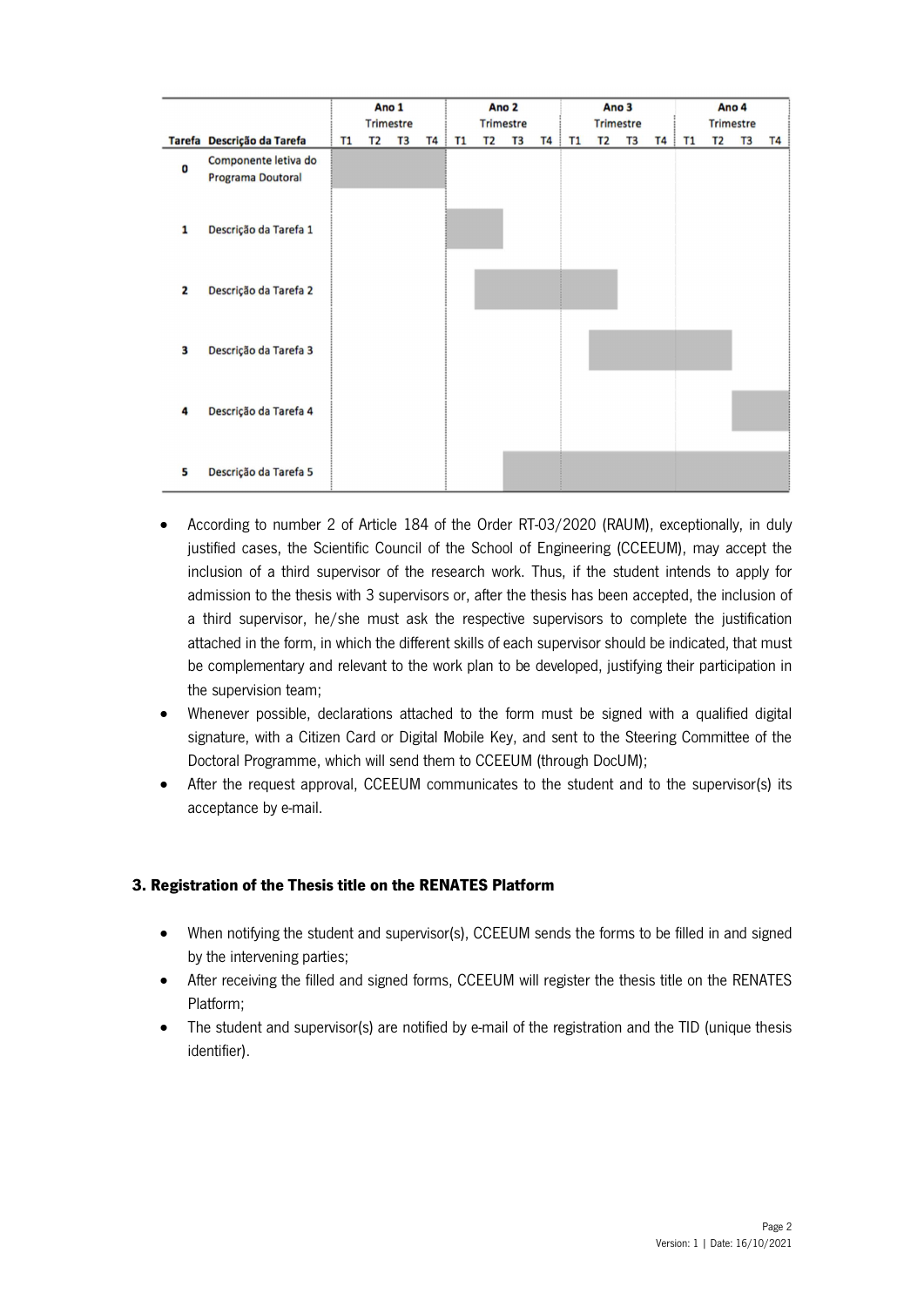| Tarefa | Descrição da Tarefa | Ano 1 | | | | Ano 2 | | | | Ano 3 | | | | Ano 4 | | | |
|---|---|---|---|---|---|---|---|---|---|---|---|---|---|---|---|---|---|
| | | Trimestre | | | | Trimestre | | | | Trimestre | | | | Trimestre | | | |
| | | T1 | T2 | T3 | T4 | T1 | T2 | T3 | T4 | T1 | T2 | T3 | T4 | T1 | T2 | T3 | T4 |
| 0 | Componente letiva do Programa Doutoral | X | X | X | X | | | | | | | | | | | | |
| 1 | Descrição da Tarefa 1 | | | | | X | X | | | | | | | | | | |
| 2 | Descrição da Tarefa 2 | | | | | | X | X | X | X | X | | | | | | |
| 3 | Descrição da Tarefa 3 | | | | | | | | | | X | X | X | X | X | | |
| 4 | Descrição da Tarefa 4 | | | | | | | | | | | | | | | X | X |
| 5 | Descrição da Tarefa 5 | | | | | | | X | X | X | X | X | X | X | X | X | X |

- According to number 2 of Article 184 of the Order RT-03/2020 (RAUM), exceptionally, in duly justified cases, the Scientific Council of the School of Engineering (CCEEUM), may accept the inclusion of a third supervisor of the research work. Thus, if the student intends to apply for admission to the thesis with 3 supervisors or, after the thesis has been accepted, the inclusion of a third supervisor, he/she must ask the respective supervisors to complete the justification attached in the form, in which the different skills of each supervisor should be indicated, that must be complementary and relevant to the work plan to be developed, justifying their participation in the supervision team;
- Whenever possible, declarations attached to the form must be signed with a qualified digital signature, with a Citizen Card or Digital Mobile Key, and sent to the Steering Committee of the Doctoral Programme, which will send them to CCEEUM (through DocUM);
- After the request approval, CCEEUM communicates to the student and to the supervisor(s) its acceptance by e-mail.

## 3. Registration of the Thesis title on the RENATES Platform

- When notifying the student and supervisor(s), CCEEUM sends the forms to be filled in and signed by the intervening parties;
- After receiving the filled and signed forms, CCEEUM will register the thesis title on the RENATES Platform;
- The student and supervisor(s) are notified by e-mail of the registration and the TID (unique thesis identifier).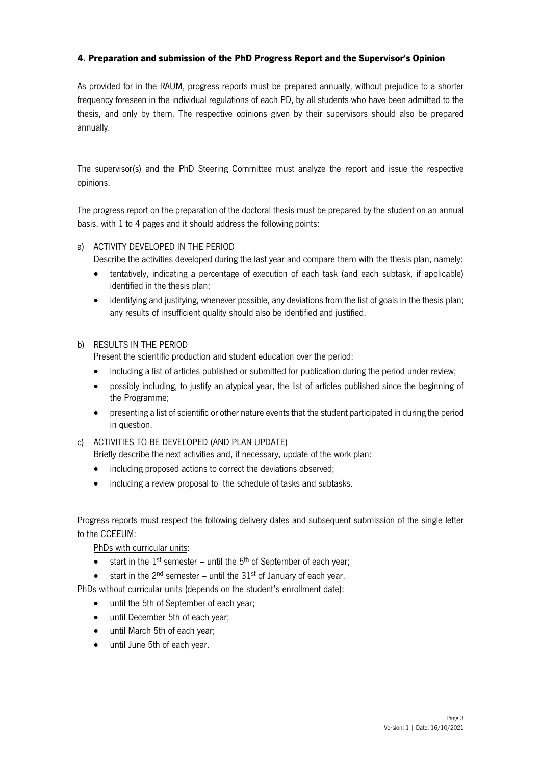### 4. Preparation and submission of the PhD Progress Report and the Supervisor's Opinion

As provided for in the RAUM, progress reports must be prepared annually, without prejudice to a shorter frequency foreseen in the individual regulations of each PD, by all students who have been admitted to the thesis, and only by them. The respective opinions given by their supervisors should also be prepared annually.

The supervisor(s) and the PhD Steering Committee must analyze the report and issue the respective opinions.

The progress report on the preparation of the doctoral thesis must be prepared by the student on an annual basis, with 1 to 4 pages and it should address the following points:

a) ACTIVITY DEVELOPED IN THE PERIOD
   Describe the activities developed during the last year and compare them with the thesis plan, namely:
   - tentatively, indicating a percentage of execution of each task (and each subtask, if applicable) identified in the thesis plan;
   - identifying and justifying, whenever possible, any deviations from the list of goals in the thesis plan; any results of insufficient quality should also be identified and justified.

b) RESULTS IN THE PERIOD
   Present the scientific production and student education over the period:
   - including a list of articles published or submitted for publication during the period under review;
   - possibly including, to justify an atypical year, the list of articles published since the beginning of the Programme;
   - presenting a list of scientific or other nature events that the student participated in during the period in question.

c) ACTIVITIES TO BE DEVELOPED (AND PLAN UPDATE)
   Briefly describe the next activities and, if necessary, update of the work plan:
   - including proposed actions to correct the deviations observed;
   - including a review proposal to the schedule of tasks and subtasks.

Progress reports must respect the following delivery dates and subsequent submission of the single letter to the CCEEUM:

PhDs with curricular units:

- start in the 1st semester – until the 5th of September of each year;
- start in the 2nd semester – until the 31st of January of each year.

PhDs without curricular units (depends on the student's enrollment date):

- until the 5th of September of each year;
- until December 5th of each year;
- until March 5th of each year;
- until June 5th of each year.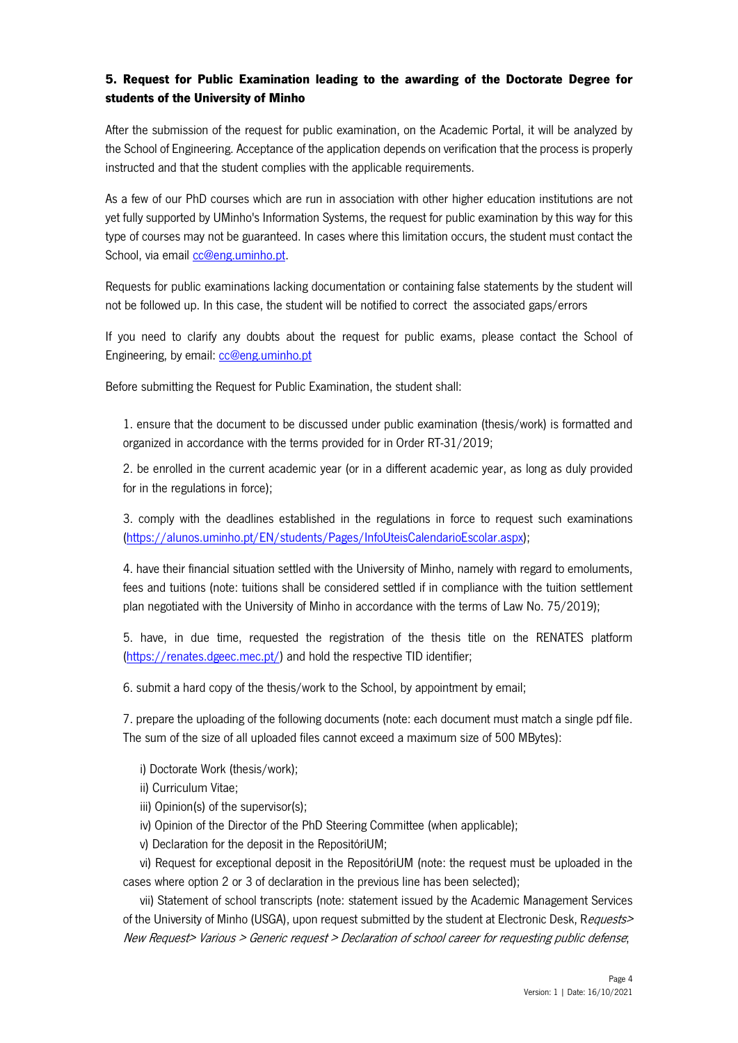### 5. Request for Public Examination leading to the awarding of the Doctorate Degree for students of the University of Minho

After the submission of the request for public examination, on the Academic Portal, it will be analyzed by the School of Engineering. Acceptance of the application depends on verification that the process is properly instructed and that the student complies with the applicable requirements.

As a few of our PhD courses which are run in association with other higher education institutions are not yet fully supported by UMinho's Information Systems, the request for public examination by this way for this type of courses may not be guaranteed. In cases where this limitation occurs, the student must contact the School, via email cc@eng.uminho.pt.

Requests for public examinations lacking documentation or containing false statements by the student will not be followed up. In this case, the student will be notified to correct the associated gaps/errors

If you need to clarify any doubts about the request for public exams, please contact the School of Engineering, by email: cc@eng.uminho.pt

Before submitting the Request for Public Examination, the student shall:

1. ensure that the document to be discussed under public examination (thesis/work) is formatted and organized in accordance with the terms provided for in Order RT-31/2019;

2. be enrolled in the current academic year (or in a different academic year, as long as duly provided for in the regulations in force);

3. comply with the deadlines established in the regulations in force to request such examinations (https://alunos.uminho.pt/EN/students/Pages/InfoUteisCalendarioEscolar.aspx);

4. have their financial situation settled with the University of Minho, namely with regard to emoluments, fees and tuitions (note: tuitions shall be considered settled if in compliance with the tuition settlement plan negotiated with the University of Minho in accordance with the terms of Law No. 75/2019);

5. have, in due time, requested the registration of the thesis title on the RENATES platform (https://renates.dgeec.mec.pt/) and hold the respective TID identifier;

6. submit a hard copy of the thesis/work to the School, by appointment by email;

7. prepare the uploading of the following documents (note: each document must match a single pdf file. The sum of the size of all uploaded files cannot exceed a maximum size of 500 MBytes):

i) Doctorate Work (thesis/work);

ii) Curriculum Vitae;

iii) Opinion(s) of the supervisor(s);

iv) Opinion of the Director of the PhD Steering Committee (when applicable);

v) Declaration for the deposit in the RepositóriUM;

vi) Request for exceptional deposit in the RepositóriUM (note: the request must be uploaded in the cases where option 2 or 3 of declaration in the previous line has been selected);

vii) Statement of school transcripts (note: statement issued by the Academic Management Services of the University of Minho (USGA), upon request submitted by the student at Electronic Desk, R*equests> New Request> Various > Generic request > Declaration of school career for requesting public defense*;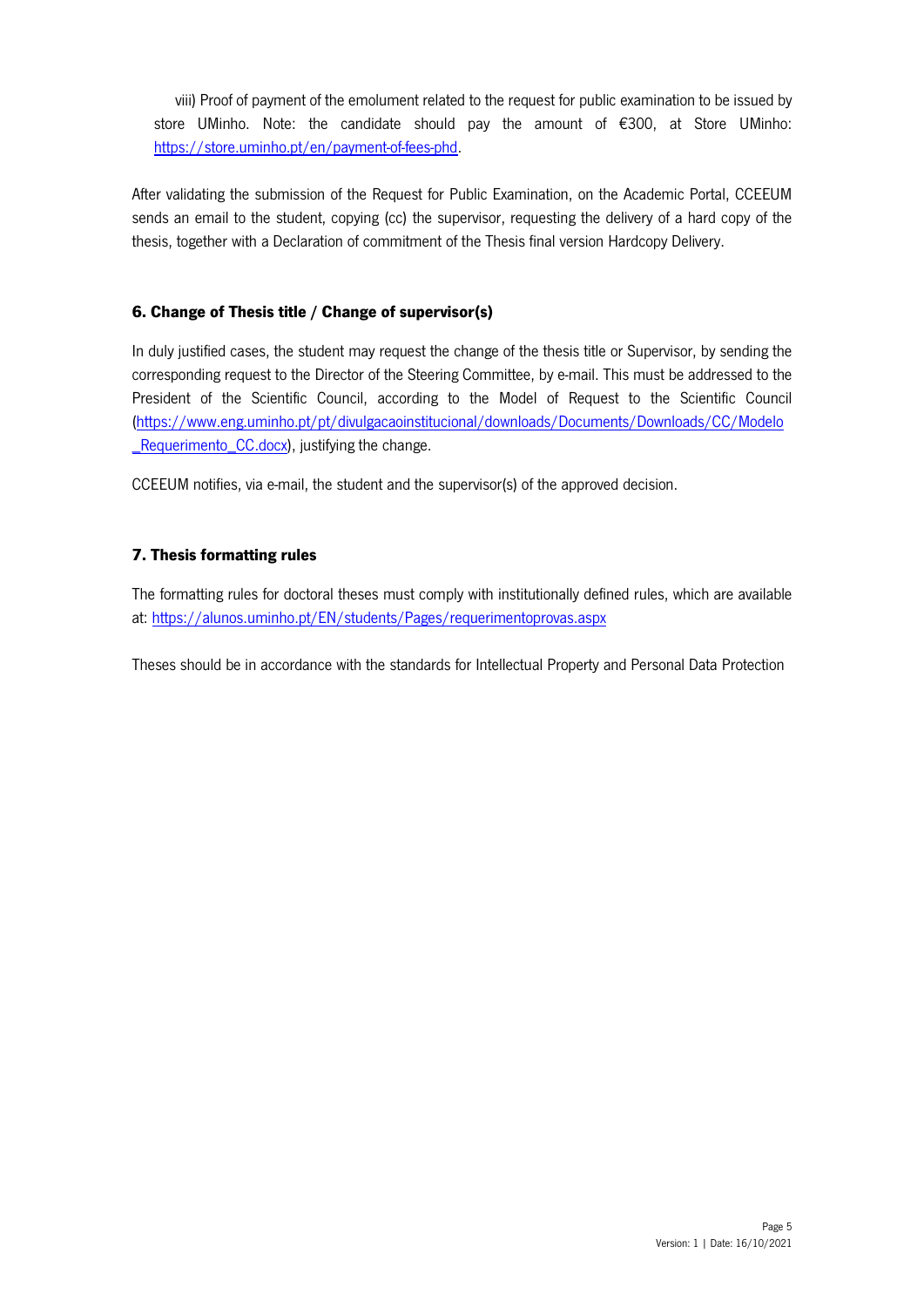viii) Proof of payment of the emolument related to the request for public examination to be issued by store UMinho. Note: the candidate should pay the amount of €300, at Store UMinho: https://store.uminho.pt/en/payment-of-fees-phd.

After validating the submission of the Request for Public Examination, on the Academic Portal, CCEEUM sends an email to the student, copying (cc) the supervisor, requesting the delivery of a hard copy of the thesis, together with a Declaration of commitment of the Thesis final version Hardcopy Delivery.

### 6. Change of Thesis title / Change of supervisor(s)

In duly justified cases, the student may request the change of the thesis title or Supervisor, by sending the corresponding request to the Director of the Steering Committee, by e-mail. This must be addressed to the President of the Scientific Council, according to the Model of Request to the Scientific Council (https://www.eng.uminho.pt/pt/divulgacaoinstitucional/downloads/Documents/Downloads/CC/Modelo_Requerimento_CC.docx), justifying the change.

CCEEUM notifies, via e-mail, the student and the supervisor(s) of the approved decision.

### 7. Thesis formatting rules

The formatting rules for doctoral theses must comply with institutionally defined rules, which are available at: https://alunos.uminho.pt/EN/students/Pages/requerimentoprovas.aspx

Theses should be in accordance with the standards for Intellectual Property and Personal Data Protection